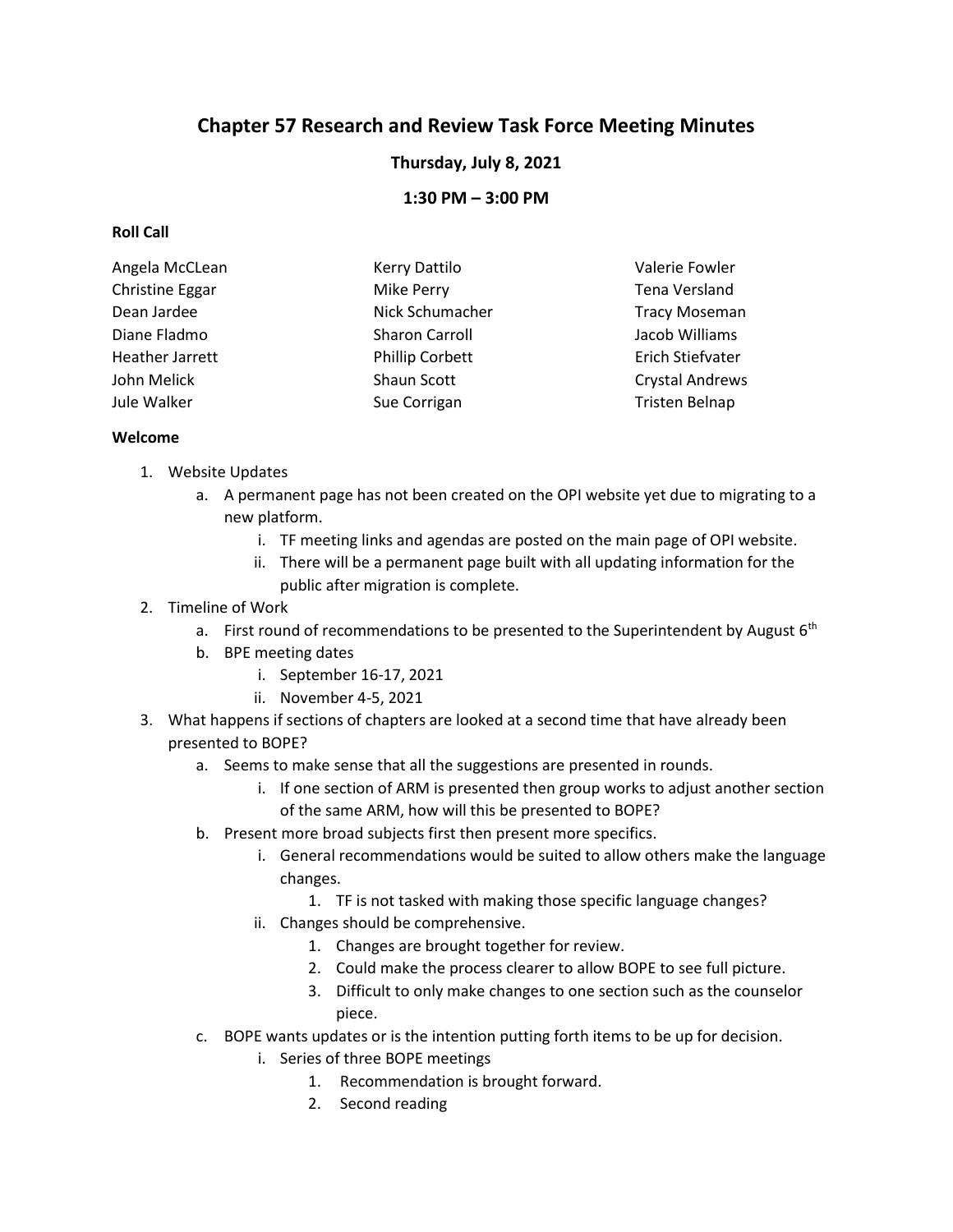# Chapter 57 Research and Review Task Force Meeting Minutes

**Thursday, July 8, 2021**

**1:30 PM – 3:00 PM**

**Roll Call**

Angela McCLean
Christine Eggar
Dean Jardee
Diane Fladmo
Heather Jarrett
John Melick
Jule Walker
Kerry Dattilo
Mike Perry
Nick Schumacher
Sharon Carroll
Phillip Corbett
Shaun Scott
Sue Corrigan
Valerie Fowler
Tena Versland
Tracy Moseman
Jacob Williams
Erich Stiefvater
Crystal Andrews
Tristen Belnap

**Welcome**

1. Website Updates
    a. A permanent page has not been created on the OPI website yet due to migrating to a new platform.
        i. TF meeting links and agendas are posted on the main page of OPI website.
        ii. There will be a permanent page built with all updating information for the public after migration is complete.
2. Timeline of Work
    a. First round of recommendations to be presented to the Superintendent by August 6th
    b. BPE meeting dates
        i. September 16-17, 2021
        ii. November 4-5, 2021
3. What happens if sections of chapters are looked at a second time that have already been presented to BOPE?
    a. Seems to make sense that all the suggestions are presented in rounds.
        i. If one section of ARM is presented then group works to adjust another section of the same ARM, how will this be presented to BOPE?
    b. Present more broad subjects first then present more specifics.
        i. General recommendations would be suited to allow others make the language changes.
            1. TF is not tasked with making those specific language changes?
        ii. Changes should be comprehensive.
            1. Changes are brought together for review.
            2. Could make the process clearer to allow BOPE to see full picture.
            3. Difficult to only make changes to one section such as the counselor piece.
    c. BOPE wants updates or is the intention putting forth items to be up for decision.
        i. Series of three BOPE meetings
            1. Recommendation is brought forward.
            2. Second reading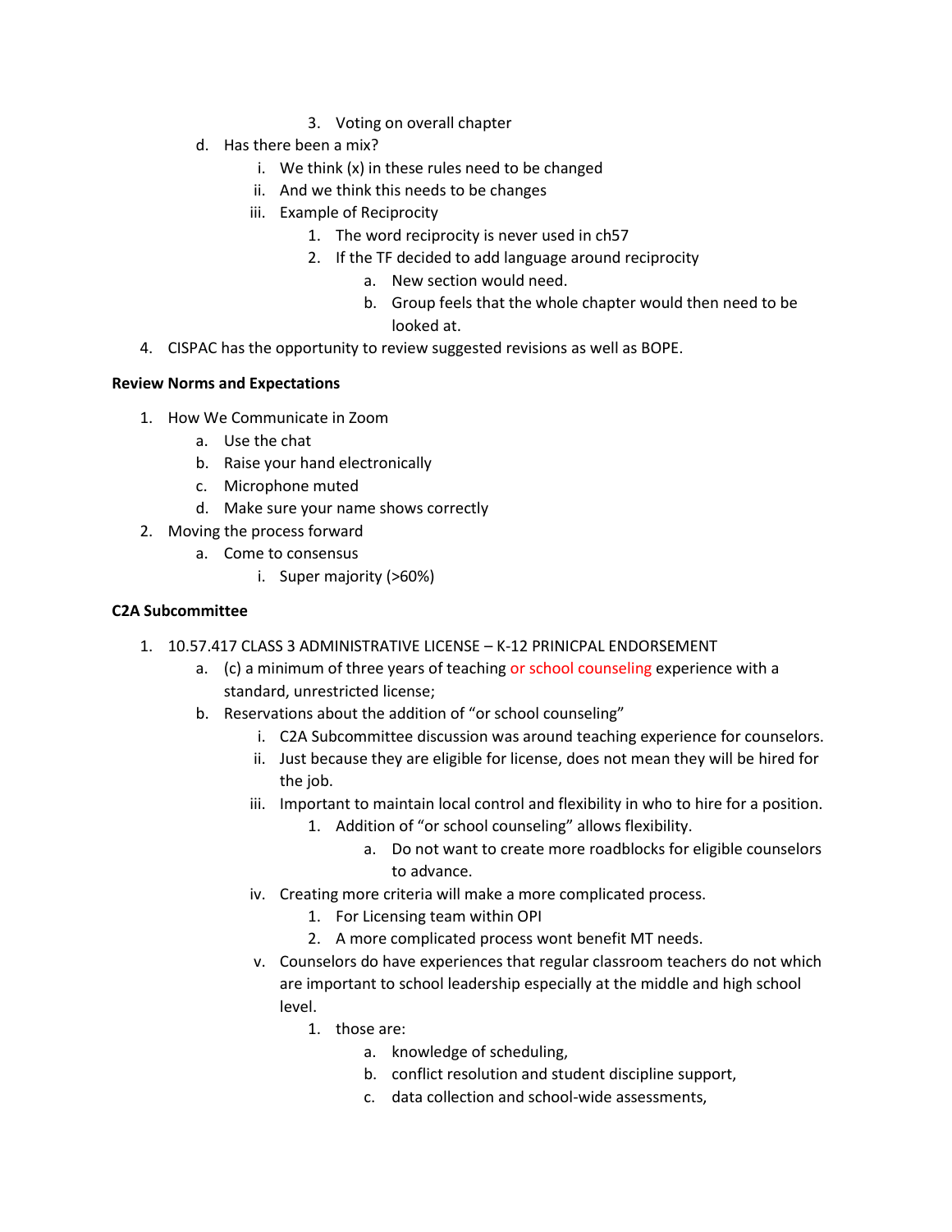3. Voting on overall chapter
   d. Has there been a mix?
      i. We think (x) in these rules need to be changed
      ii. And we think this needs to be changes
      iii. Example of Reciprocity
         1. The word reciprocity is never used in ch57
         2. If the TF decided to add language around reciprocity
            a. New section would need.
            b. Group feels that the whole chapter would then need to be looked at.
4. CISPAC has the opportunity to review suggested revisions as well as BOPE.

**Review Norms and Expectations**

1. How We Communicate in Zoom
   a. Use the chat
   b. Raise your hand electronically
   c. Microphone muted
   d. Make sure your name shows correctly
2. Moving the process forward
   a. Come to consensus
      i. Super majority (>60%)

**C2A Subcommittee**

1. 10.57.417 CLASS 3 ADMINISTRATIVE LICENSE – K-12 PRINICPAL ENDORSEMENT
   a. (c) a minimum of three years of teaching or school counseling experience with a standard, unrestricted license;
   b. Reservations about the addition of "or school counseling"
      i. C2A Subcommittee discussion was around teaching experience for counselors.
      ii. Just because they are eligible for license, does not mean they will be hired for the job.
      iii. Important to maintain local control and flexibility in who to hire for a position.
         1. Addition of "or school counseling" allows flexibility.
            a. Do not want to create more roadblocks for eligible counselors to advance.
      iv. Creating more criteria will make a more complicated process.
         1. For Licensing team within OPI
         2. A more complicated process wont benefit MT needs.
      v. Counselors do have experiences that regular classroom teachers do not which are important to school leadership especially at the middle and high school level.
         1. those are:
            a. knowledge of scheduling,
            b. conflict resolution and student discipline support,
            c. data collection and school-wide assessments,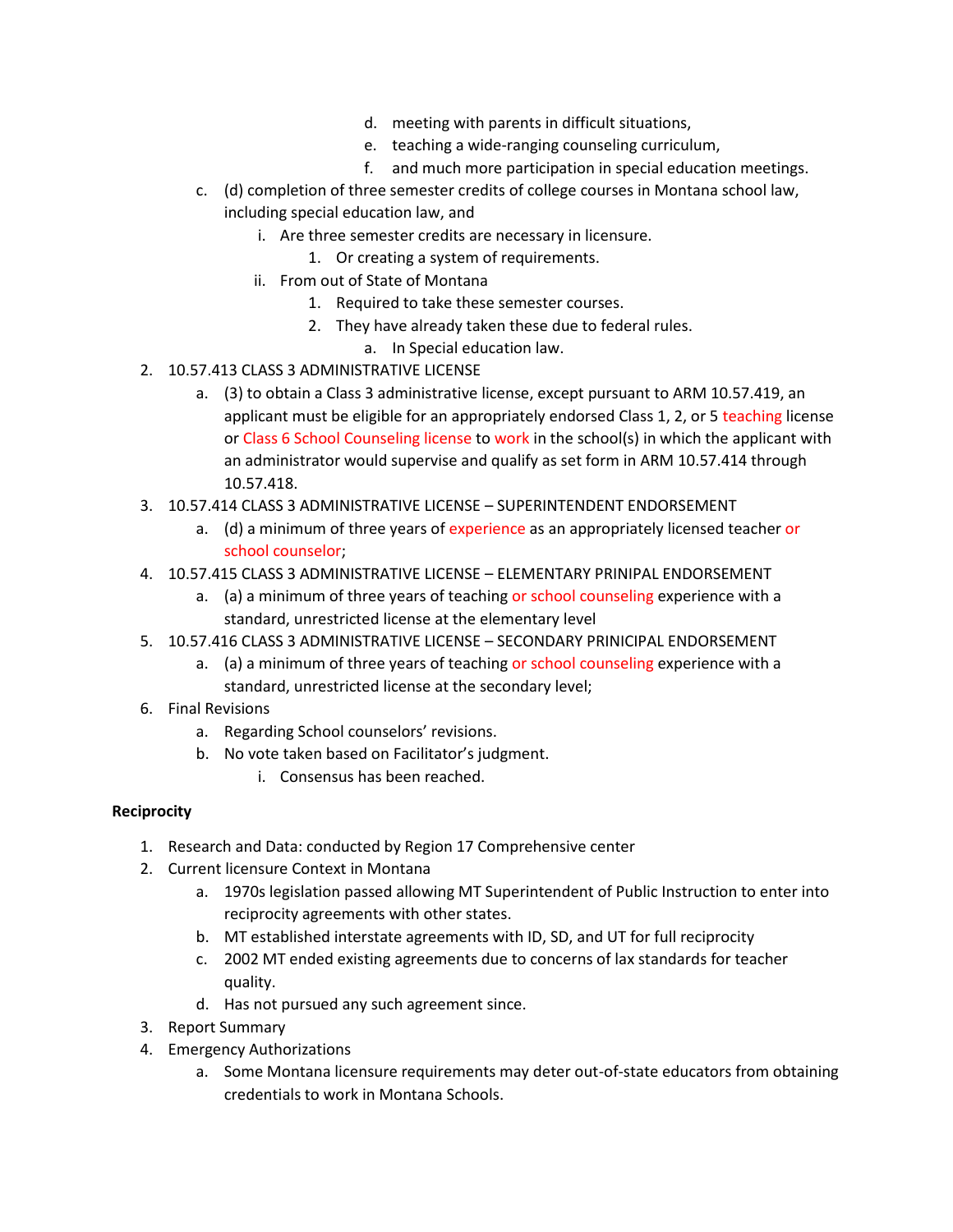d. meeting with parents in difficult situations,
            e. teaching a wide-ranging counseling curriculum,
            f. and much more participation in special education meetings.

   c. (d) completion of three semester credits of college courses in Montana school law, including special education law, and
      i. Are three semester credits are necessary in licensure.
         1. Or creating a system of requirements.
      ii. From out of State of Montana
         1. Required to take these semester courses.
         2. They have already taken these due to federal rules.
            a. In Special education law.

2. 10.57.413 CLASS 3 ADMINISTRATIVE LICENSE
   a. (3) to obtain a Class 3 administrative license, except pursuant to ARM 10.57.419, an applicant must be eligible for an appropriately endorsed Class 1, 2, or 5 teaching license or Class 6 School Counseling license to work in the school(s) in which the applicant with an administrator would supervise and qualify as set form in ARM 10.57.414 through 10.57.418.
3. 10.57.414 CLASS 3 ADMINISTRATIVE LICENSE – SUPERINTENDENT ENDORSEMENT
   a. (d) a minimum of three years of experience as an appropriately licensed teacher or school counselor;
4. 10.57.415 CLASS 3 ADMINISTRATIVE LICENSE – ELEMENTARY PRINIPAL ENDORSEMENT
   a. (a) a minimum of three years of teaching or school counseling experience with a standard, unrestricted license at the elementary level
5. 10.57.416 CLASS 3 ADMINISTRATIVE LICENSE – SECONDARY PRINIPAL ENDORSEMENT
   a. (a) a minimum of three years of teaching or school counseling experience with a standard, unrestricted license at the secondary level;
6. Final Revisions
   a. Regarding School counselors' revisions.
   b. No vote taken based on Facilitator's judgment.
      i. Consensus has been reached.

**Reciprocity**

1. Research and Data: conducted by Region 17 Comprehensive center
2. Current licensure Context in Montana
   a. 1970s legislation passed allowing MT Superintendent of Public Instruction to enter into reciprocity agreements with other states.
   b. MT established interstate agreements with ID, SD, and UT for full reciprocity
   c. 2002 MT ended existing agreements due to concerns of lax standards for teacher quality.
   d. Has not pursued any such agreement since.
3. Report Summary
4. Emergency Authorizations
   a. Some Montana licensure requirements may deter out-of-state educators from obtaining credentials to work in Montana Schools.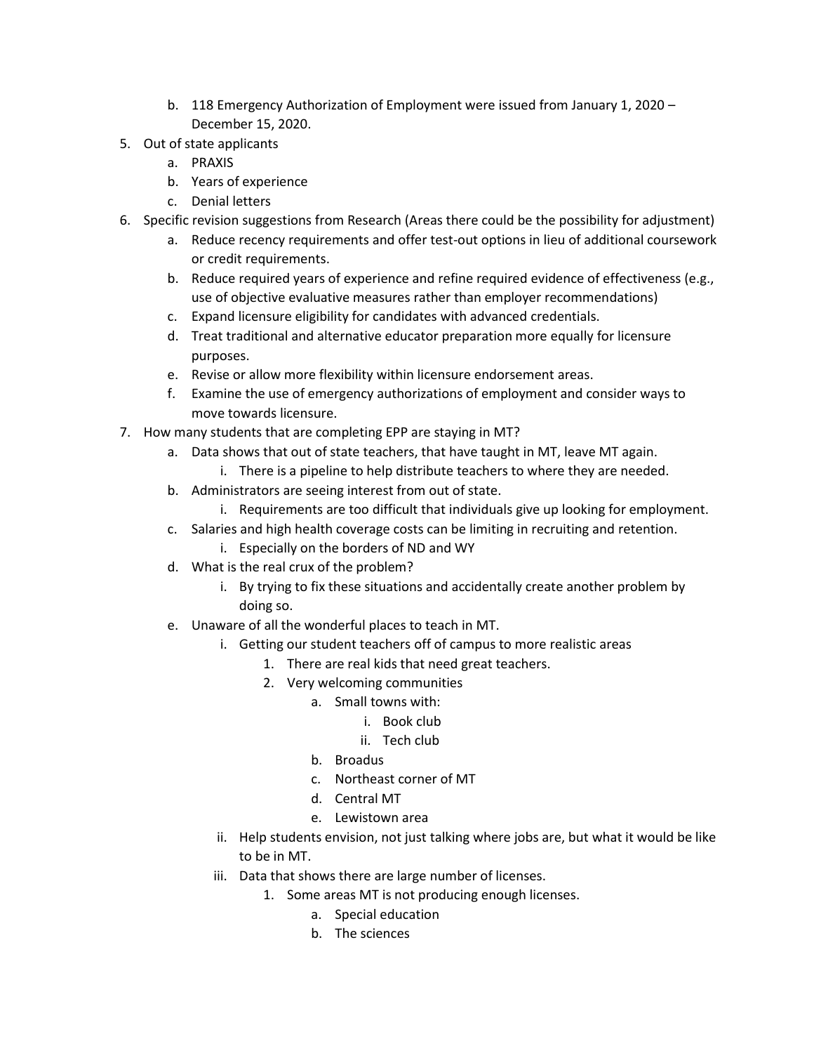b. 118 Emergency Authorization of Employment were issued from January 1, 2020 – December 15, 2020.
5. Out of state applicants
   a. PRAXIS
   b. Years of experience
   c. Denial letters
6. Specific revision suggestions from Research (Areas there could be the possibility for adjustment)
   a. Reduce recency requirements and offer test-out options in lieu of additional coursework or credit requirements.
   b. Reduce required years of experience and refine required evidence of effectiveness (e.g., use of objective evaluative measures rather than employer recommendations)
   c. Expand licensure eligibility for candidates with advanced credentials.
   d. Treat traditional and alternative educator preparation more equally for licensure purposes.
   e. Revise or allow more flexibility within licensure endorsement areas.
   f. Examine the use of emergency authorizations of employment and consider ways to move towards licensure.
7. How many students that are completing EPP are staying in MT?
   a. Data shows that out of state teachers, that have taught in MT, leave MT again.
      i. There is a pipeline to help distribute teachers to where they are needed.
   b. Administrators are seeing interest from out of state.
      i. Requirements are too difficult that individuals give up looking for employment.
   c. Salaries and high health coverage costs can be limiting in recruiting and retention.
      i. Especially on the borders of ND and WY
   d. What is the real crux of the problem?
      i. By trying to fix these situations and accidentally create another problem by doing so.
   e. Unaware of all the wonderful places to teach in MT.
      i. Getting our student teachers off of campus to more realistic areas
         1. There are real kids that need great teachers.
         2. Very welcoming communities
            a. Small towns with:
               i. Book club
               ii. Tech club
            b. Broadus
            c. Northeast corner of MT
            d. Central MT
            e. Lewistown area
      ii. Help students envision, not just talking where jobs are, but what it would be like to be in MT.
      iii. Data that shows there are large number of licenses.
         1. Some areas MT is not producing enough licenses.
            a. Special education
            b. The sciences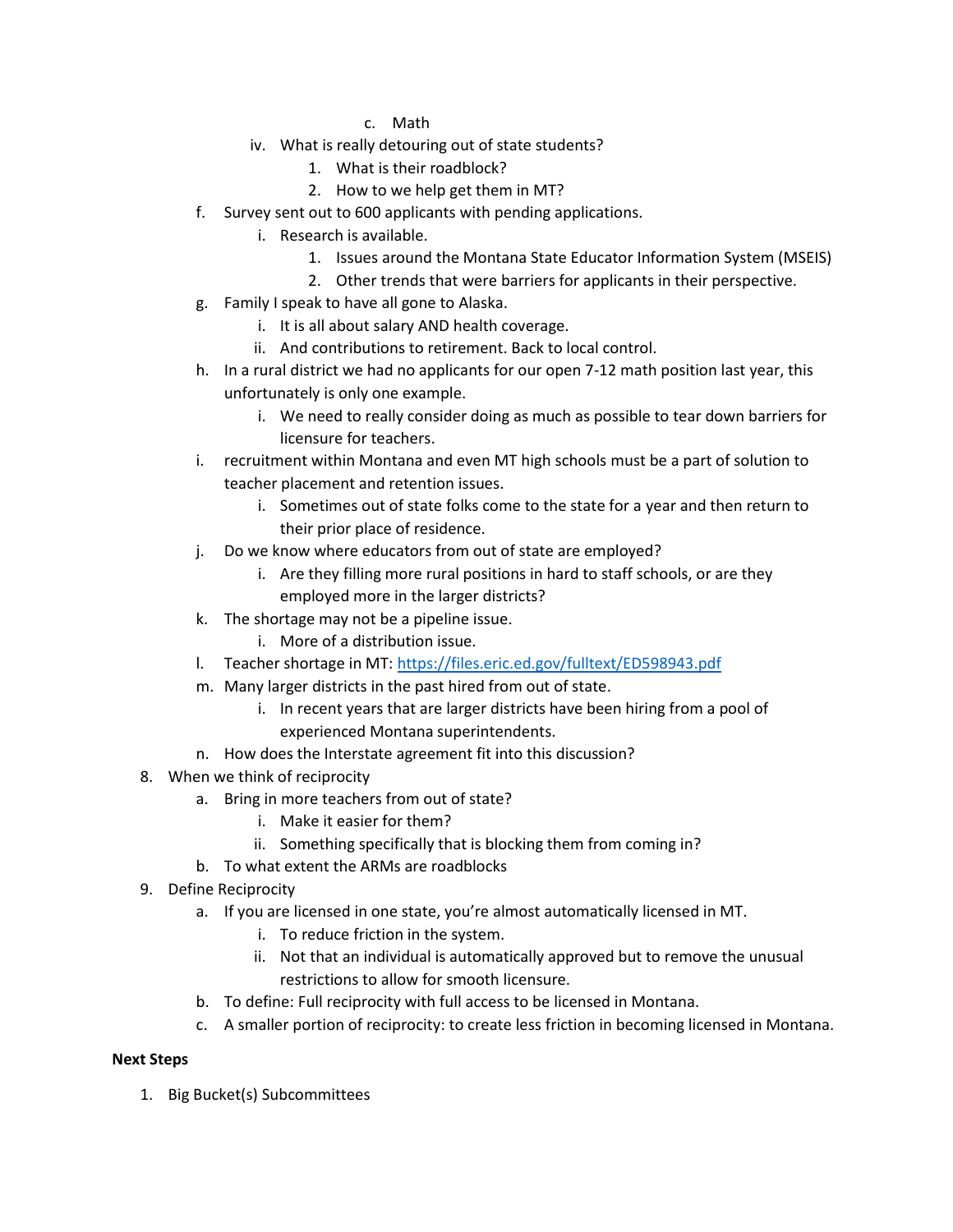c. Math
        iv. What is really detouring out of state students?
            1. What is their roadblock?
            2. How to we help get them in MT?
    f. Survey sent out to 600 applicants with pending applications.
        i. Research is available.
            1. Issues around the Montana State Educator Information System (MSEIS)
            2. Other trends that were barriers for applicants in their perspective.
    g. Family I speak to have all gone to Alaska.
        i. It is all about salary AND health coverage.
        ii. And contributions to retirement. Back to local control.
    h. In a rural district we had no applicants for our open 7-12 math position last year, this unfortunately is only one example.
        i. We need to really consider doing as much as possible to tear down barriers for licensure for teachers.
    i. recruitment within Montana and even MT high schools must be a part of solution to teacher placement and retention issues.
        i. Sometimes out of state folks come to the state for a year and then return to their prior place of residence.
    j. Do we know where educators from out of state are employed?
        i. Are they filling more rural positions in hard to staff schools, or are they employed more in the larger districts?
    k. The shortage may not be a pipeline issue.
        i. More of a distribution issue.
    l. Teacher shortage in MT: https://files.eric.ed.gov/fulltext/ED598943.pdf
    m. Many larger districts in the past hired from out of state.
        i. In recent years that are larger districts have been hiring from a pool of experienced Montana superintendents.
    n. How does the Interstate agreement fit into this discussion?
8. When we think of reciprocity
    a. Bring in more teachers from out of state?
        i. Make it easier for them?
        ii. Something specifically that is blocking them from coming in?
    b. To what extent the ARMs are roadblocks
9. Define Reciprocity
    a. If you are licensed in one state, you're almost automatically licensed in MT.
        i. To reduce friction in the system.
        ii. Not that an individual is automatically approved but to remove the unusual restrictions to allow for smooth licensure.
    b. To define: Full reciprocity with full access to be licensed in Montana.
    c. A smaller portion of reciprocity: to create less friction in becoming licensed in Montana.

**Next Steps**

1. Big Bucket(s) Subcommittees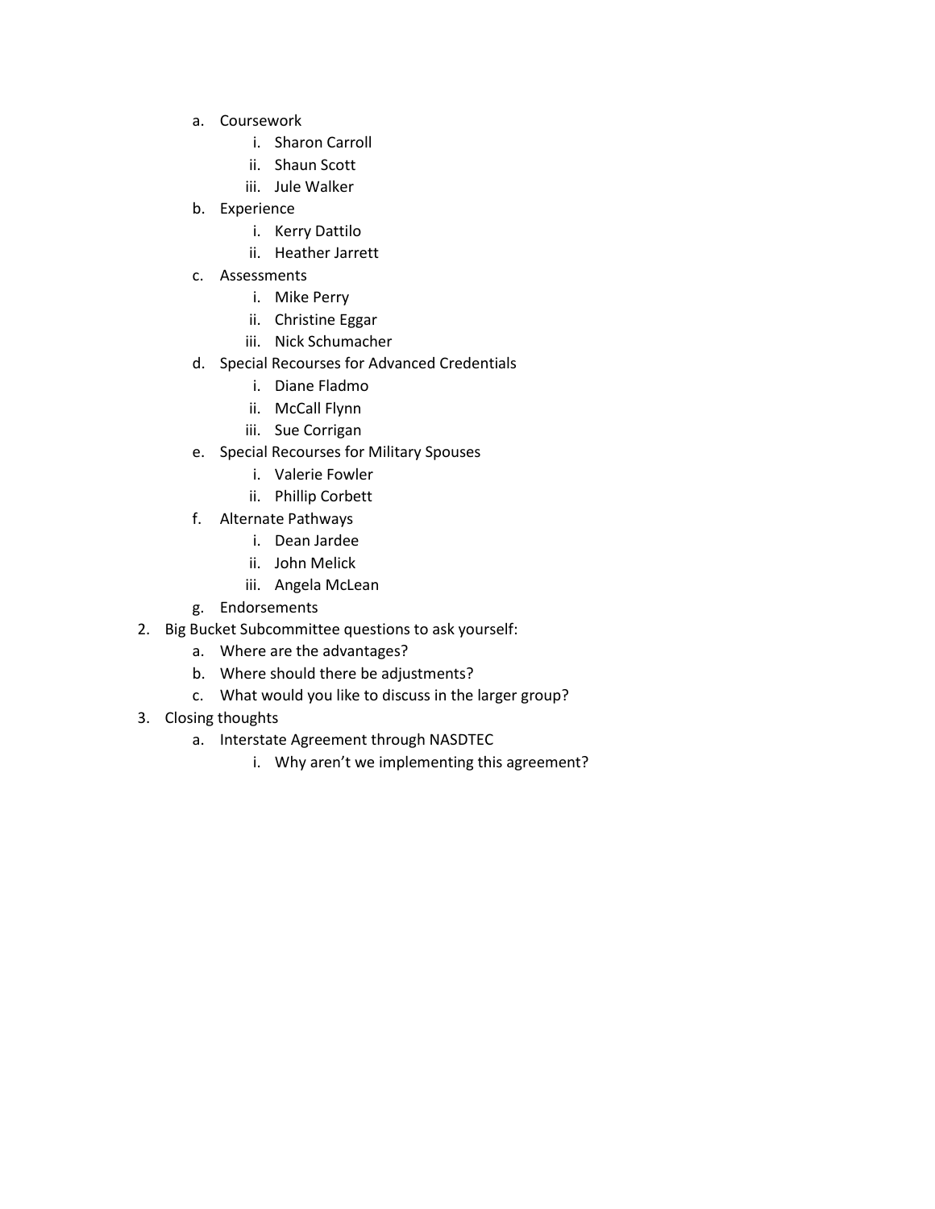a. Coursework
      i. Sharon Carroll
      ii. Shaun Scott
      iii. Jule Walker
   b. Experience
      i. Kerry Dattilo
      ii. Heather Jarrett
   c. Assessments
      i. Mike Perry
      ii. Christine Eggar
      iii. Nick Schumacher
   d. Special Recourses for Advanced Credentials
      i. Diane Fladmo
      ii. McCall Flynn
      iii. Sue Corrigan
   e. Special Recourses for Military Spouses
      i. Valerie Fowler
      ii. Phillip Corbett
   f. Alternate Pathways
      i. Dean Jardee
      ii. John Melick
      iii. Angela McLean
   g. Endorsements

2. Big Bucket Subcommittee questions to ask yourself:
   a. Where are the advantages?
   b. Where should there be adjustments?
   c. What would you like to discuss in the larger group?
3. Closing thoughts
   a. Interstate Agreement through NASDTEC
      i. Why aren't we implementing this agreement?